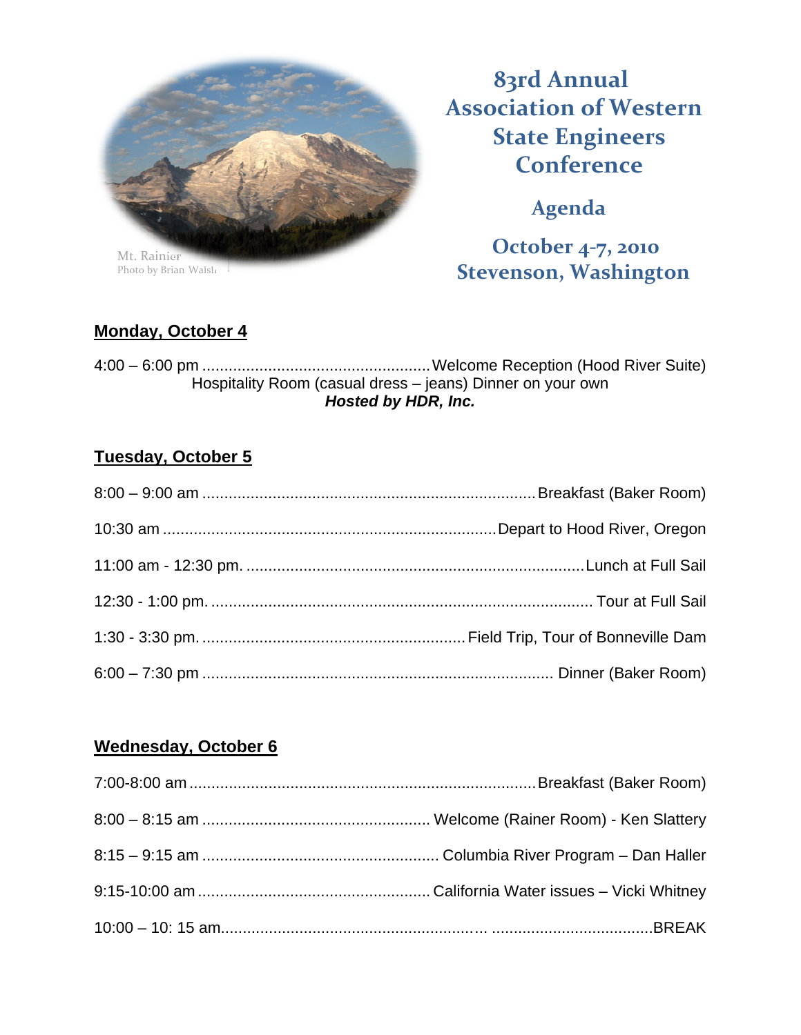Mt. Rainier
Photo by Brian Walsh

# 83rd Annual Association of Western State Engineers Conference

## Agenda

## October 4-7, 2010
## Stevenson, Washington

**Monday, October 4**

4:00 – 6:00 pm .................................................... Welcome Reception (Hood River Suite)
Hospitality Room (casual dress – jeans) Dinner on your own
***Hosted by HDR, Inc.***

**Tuesday, October 5**

8:00 – 9:00 am .......................................................................... Breakfast (Baker Room)

10:30 am .......................................................................... Depart to Hood River, Oregon

11:00 am - 12:30 pm. ............................................................................ Lunch at Full Sail

12:30 - 1:00 pm. ....................................................................................... Tour at Full Sail

1:30 - 3:30 pm. ........................................................... Field Trip, Tour of Bonneville Dam

6:00 – 7:30 pm ............................................................................... Dinner (Baker Room)

**Wednesday, October 6**

7:00-8:00 am .............................................................................. Breakfast (Baker Room)

8:00 – 8:15 am .................................................... Welcome (Rainer Room) - Ken Slattery

8:15 – 9:15 am ..................................................... Columbia River Program – Dan Haller

9:15-10:00 am .................................................... California Water issues – Vicki Whitney

10:00 – 10: 15 am......................................................... ....................................BREAK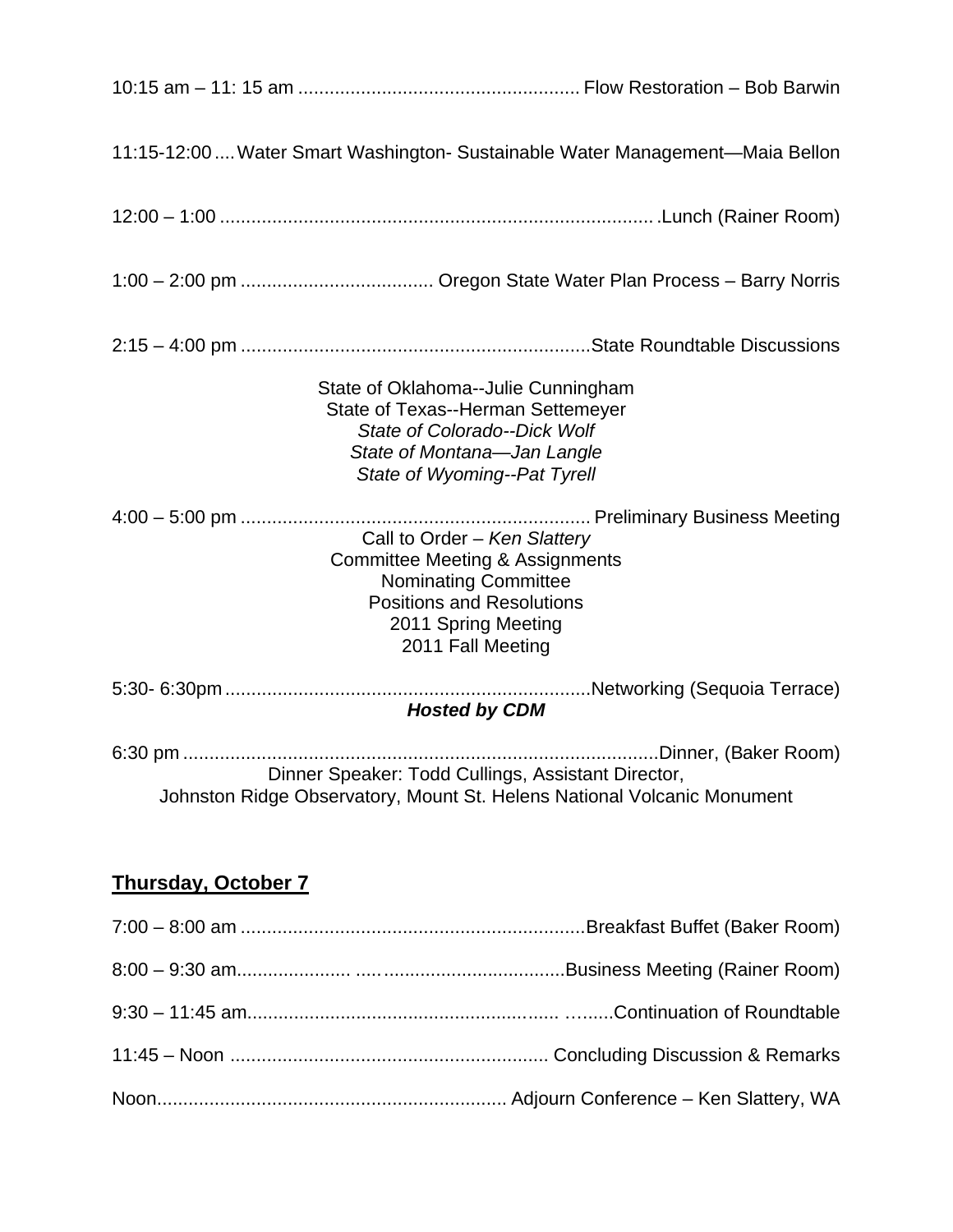10:15 am – 11: 15 am ..................................................... Flow Restoration – Bob Barwin

11:15-12:00 .... Water Smart Washington- Sustainable Water Management—Maia Bellon

12:00 – 1:00 ................................................................................... .Lunch (Rainer Room)

1:00 – 2:00 pm .................................... Oregon State Water Plan Process – Barry Norris

2:15 – 4:00 pm ..................................................................State Roundtable Discussions

State of Oklahoma--Julie Cunningham
State of Texas--Herman Settemeyer
*State of Colorado--Dick Wolf*
*State of Montana—Jan Langle*
*State of Wyoming--Pat Tyrell*

4:00 – 5:00 pm ................................................................... Preliminary Business Meeting

Call to Order – *Ken Slattery*
Committee Meeting & Assignments
Nominating Committee
Positions and Resolutions
2011 Spring Meeting
2011 Fall Meeting

5:30- 6:30pm ......................................................................Networking (Sequoia Terrace)

***Hosted by CDM***

6:30 pm ..........................................................................................Dinner, (Baker Room)

Dinner Speaker: Todd Cullings, Assistant Director,
Johnston Ridge Observatory, Mount St. Helens National Volcanic Monument

## Thursday, October 7

7:00 – 8:00 am ..................................................................Breakfast Buffet (Baker Room)

8:00 – 9:30 am..................... ..... ..................................Business Meeting (Rainer Room)

9:30 – 11:45 am........................................................... ….......Continuation of Roundtable

11:45 – Noon ............................................................. Concluding Discussion & Remarks

Noon.................................................................. Adjourn Conference – Ken Slattery, WA